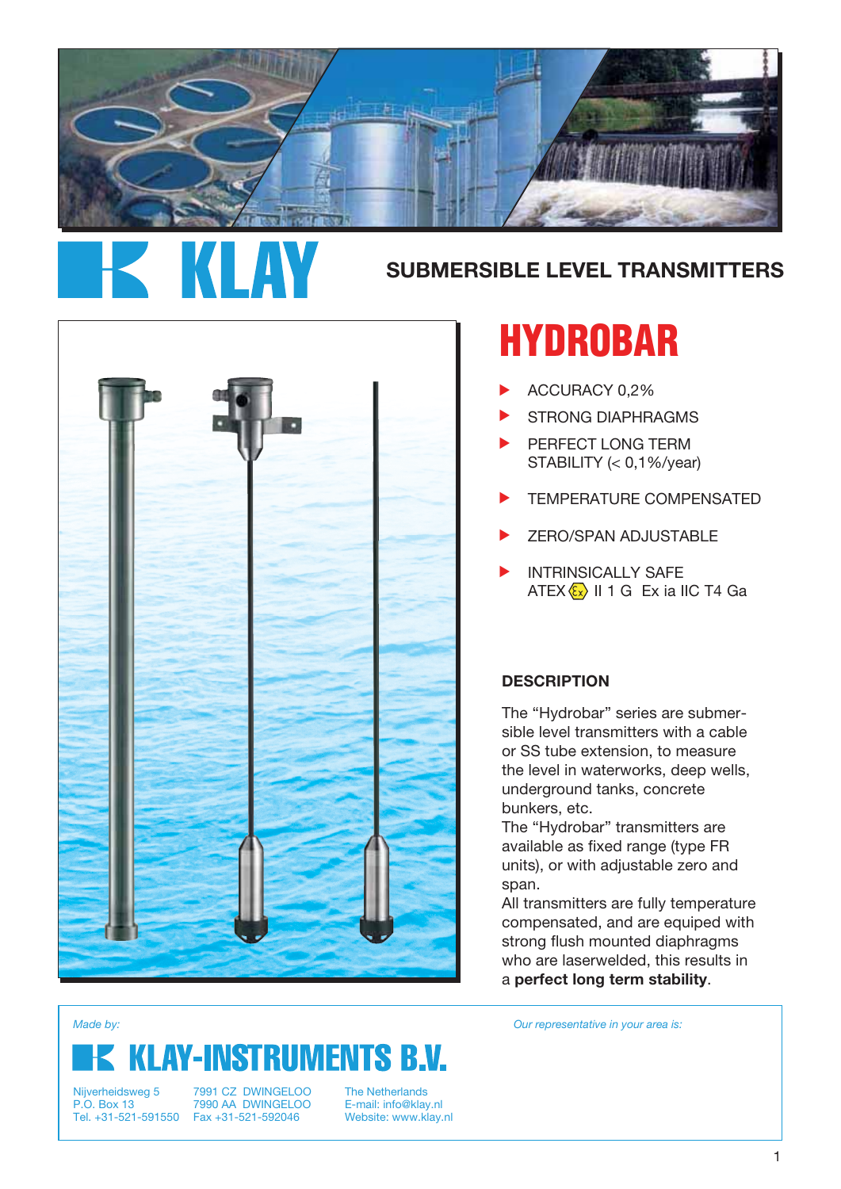# KLAY

## SUBMERSIBLE LEVEL TRANSMITTERS

# HYDROBAR

- ACCURACY 0,2%
- STRONG DIAPHRAGMS
- PERFECT LONG TERM STABILITY (< 0,1%/year)
- TEMPERATURE COMPENSATED
- ZERO/SPAN ADJUSTABLE
- INTRINSICALLY SAFE ATEX Ex II 1 G Ex ia IIC T4 Ga

### DESCRIPTION

The "Hydrobar" series are submersible level transmitters with a cable or SS tube extension, to measure the level in waterworks, deep wells, underground tanks, concrete bunkers, etc.
The "Hydrobar" transmitters are available as fixed range (type FR units), or with adjustable zero and span.
All transmitters are fully temperature compensated, and are equiped with strong flush mounted diaphragms who are laserwelded, this results in a **perfect long term stability**.

*Made by:*

## KLAY-INSTRUMENTS B.V.

Nijverheidsweg 5
P.O. Box 13
Tel. +31-521-591550

7991 CZ DWINGELOO
7990 AA DWINGELOO
Fax +31-521-592046

The Netherlands
E-mail: info@klay.nl
Website: www.klay.nl

*Our representative in your area is:*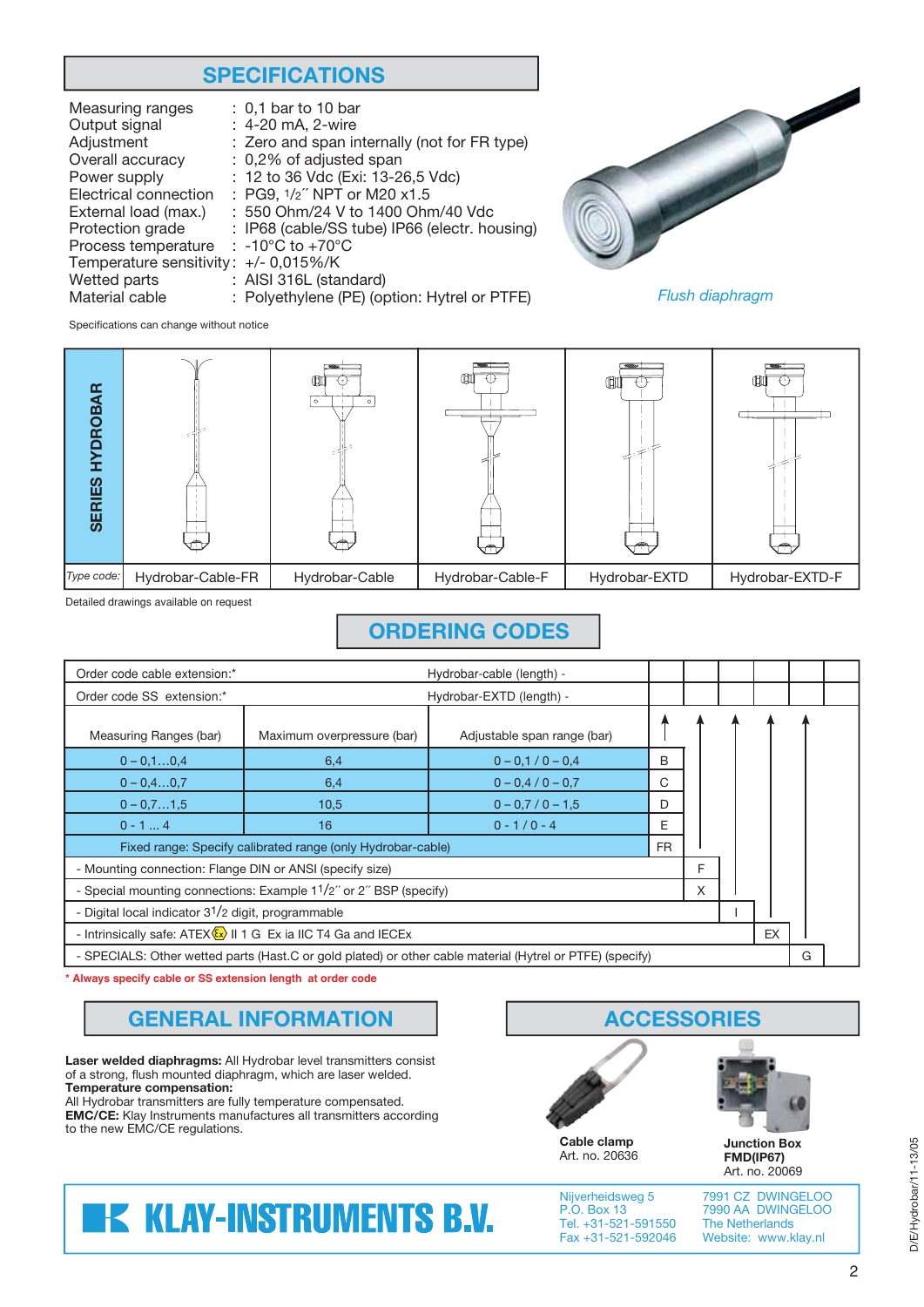## SPECIFICATIONS

| | |
|---|---|
| Measuring ranges | : 0,1 bar to 10 bar |
| Output signal | : 4-20 mA, 2-wire |
| Adjustment | : Zero and span internally (not for FR type) |
| Overall accuracy | : 0,2% of adjusted span |
| Power supply | : 12 to 36 Vdc (Exi: 13-26,5 Vdc) |
| Electrical connection | : PG9, 1/2˝ NPT or M20 x1.5 |
| External load (max.) | : 550 Ohm/24 V to 1400 Ohm/40 Vdc |
| Protection grade | : IP68 (cable/SS tube) IP66 (electr. housing) |
| Process temperature | : -10°C to +70°C |
| Temperature sensitivity | : +/- 0,015%/K |
| Wetted parts | : AISI 316L (standard) |
| Material cable | : Polyethylene (PE) (option: Hytrel or PTFE) |

*Flush diaphragm*

Specifications can change without notice

**SERIES HYDROBAR**

| *Type code:* | Hydrobar-Cable-FR | Hydrobar-Cable | Hydrobar-Cable-F | Hydrobar-EXTD | Hydrobar-EXTD-F |
|---|---|---|---|---|---|

Detailed drawings available on request

## ORDERING CODES

| | | | | | | | | |
|---|---|---|---|---|---|---|---|---|
| Order code cable extension:* | | Hydrobar-cable (length) - | | | | | | |
| Order code SS extension:* | | Hydrobar-EXTD (length) - | | | | | | |
| Measuring Ranges (bar) | Maximum overpressure (bar) | Adjustable span range (bar) | | | | | | |
| 0 – 0,1…0,4 | 6,4 | 0 – 0,1 / 0 – 0,4 | B | | | | | |
| 0 – 0,4…0,7 | 6,4 | 0 – 0,4 / 0 – 0,7 | C | | | | | |
| 0 – 0,7…1,5 | 10,5 | 0 – 0,7 / 0 – 1,5 | D | | | | | |
| 0 - 1 ... 4 | 16 | 0 - 1 / 0 - 4 | E | | | | | |
| Fixed range: Specify calibrated range (only Hydrobar-cable) | | | FR | | | | | |
| - Mounting connection: Flange DIN or ANSI (specify size) | | | | F | | | | |
| - Special mounting connections: Example 1 1/2˝ or 2˝ BSP (specify) | | | | X | | | | |
| - Digital local indicator 3 1/2 digit, programmable | | | | | I | | | |
| - Intrinsically safe: ATEX Ⓔx II 1 G Ex ia IIC T4 Ga and IECEx | | | | | | EX | | |
| - SPECIALS: Other wetted parts (Hast.C or gold plated) or other cable material (Hytrel or PTFE) (specify) | | | | | | | G | |

**\* Always specify cable or SS extension length at order code**

## GENERAL INFORMATION

**Laser welded diaphragms:** All Hydrobar level transmitters consist of a strong, flush mounted diaphragm, which are laser welded.
**Temperature compensation:**
All Hydrobar transmitters are fully temperature compensated.
**EMC/CE:** Klay Instruments manufactures all transmitters according to the new EMC/CE regulations.

## ACCESSORIES

**Cable clamp**
Art. no. 20636

**Junction Box FMD(IP67)**
Art. no. 20069

**KLAY-INSTRUMENTS B.V.**

Nijverheidsweg 5
P.O. Box 13
Tel. +31-521-591550
Fax +31-521-592046

7991 CZ DWINGELOO
7990 AA DWINGELOO
The Netherlands
Website: www.klay.nl

D/E/Hydrobar/11-13/05